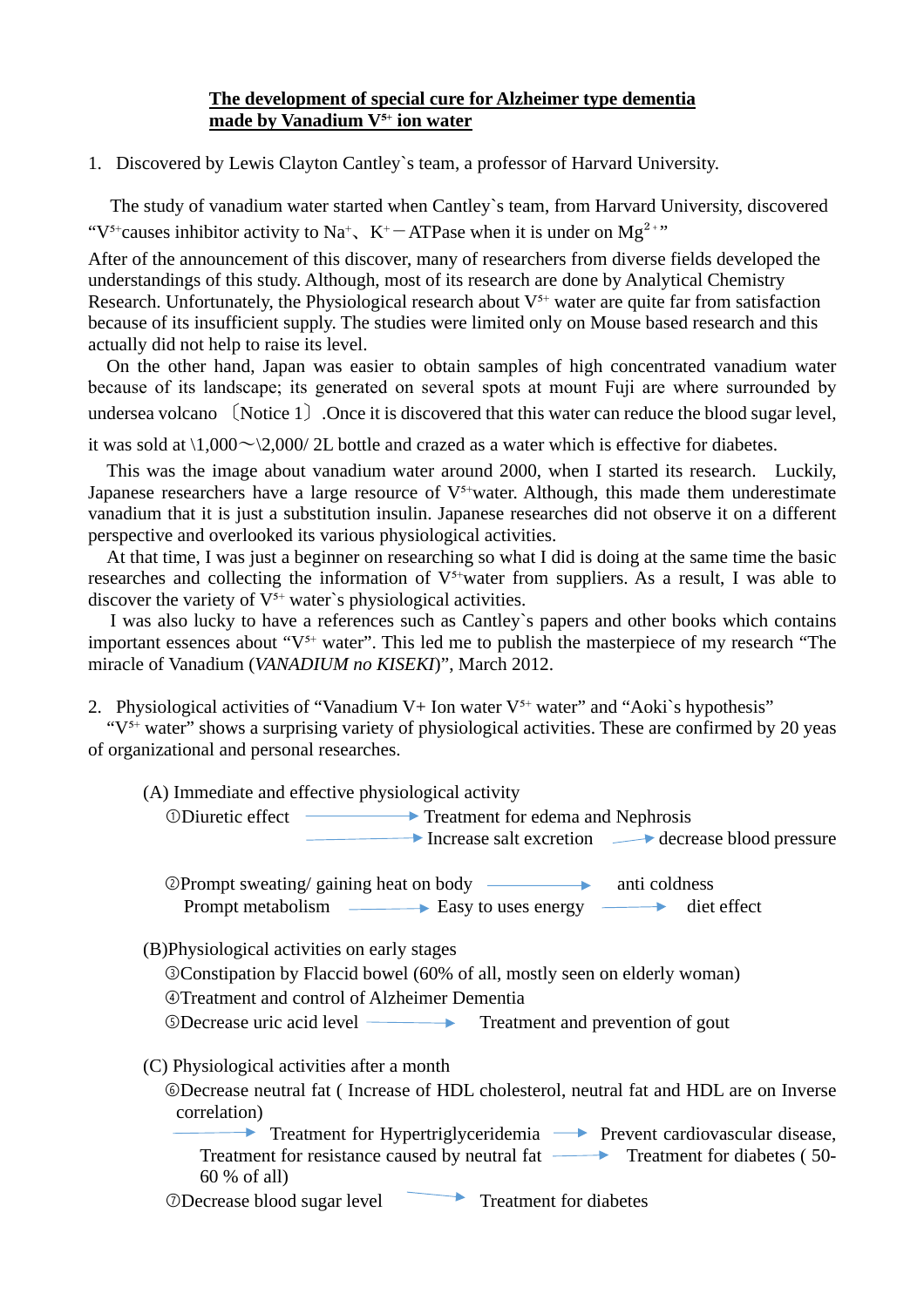**The development of special cure for Alzheimer type dementia made by Vanadium $V^{5+}$ ion water**

1. Discovered by Lewis Clayton Cantley`s team, a professor of Harvard University.

The study of vanadium water started when Cantley`s team, from Harvard University, discovered "$V^{5+}$causes inhibitor activity to $Na^{+}$、$K^{+}$－ATPase when it is under on $Mg^{2+}$"
After of the announcement of this discover, many of researchers from diverse fields developed the understandings of this study. Although, most of its research are done by Analytical Chemistry Research. Unfortunately, the Physiological research about $V^{5+}$ water are quite far from satisfaction because of its insufficient supply. The studies were limited only on Mouse based research and this actually did not help to raise its level.

On the other hand, Japan was easier to obtain samples of high concentrated vanadium water because of its landscape; its generated on several spots at mount Fuji are where surrounded by undersea volcano 〔Notice 1〕.Once it is discovered that this water can reduce the blood sugar level, it was sold at \1,000～\2,000/ 2L bottle and crazed as a water which is effective for diabetes.

This was the image about vanadium water around 2000, when I started its research. Luckily, Japanese researchers have a large resource of $V^{5+}$water. Although, this made them underestimate vanadium that it is just a substitution insulin. Japanese researches did not observe it on a different perspective and overlooked its various physiological activities.

At that time, I was just a beginner on researching so what I did is doing at the same time the basic researches and collecting the information of $V^{5+}$water from suppliers. As a result, I was able to discover the variety of $V^{5+}$ water`s physiological activities.

I was also lucky to have a references such as Cantley`s papers and other books which contains important essences about "$V^{5+}$ water". This led me to publish the masterpiece of my research "The miracle of Vanadium (*VANADIUM no KISEKI*)", March 2012.

2. Physiological activities of "Vanadium V+ Ion water $V^{5+}$ water" and "Aoki`s hypothesis"

"$V^{5+}$ water" shows a surprising variety of physiological activities. These are confirmed by 20 yeas of organizational and personal researches.

(A) Immediate and effective physiological activity

①Diuretic effect → Treatment for edema and Nephrosis
→ Increase salt excretion → decrease blood pressure

②Prompt sweating/ gaining heat on body → anti coldness
Prompt metabolism → Easy to uses energy → diet effect

(B)Physiological activities on early stages

③Constipation by Flaccid bowel (60% of all, mostly seen on elderly woman)
④Treatment and control of Alzheimer Dementia
⑤Decrease uric acid level → Treatment and prevention of gout

(C) Physiological activities after a month

⑥Decrease neutral fat ( Increase of HDL cholesterol, neutral fat and HDL are on Inverse correlation)
→ Treatment for Hypertriglyceridemia → Prevent cardiovascular disease,
Treatment for resistance caused by neutral fat → Treatment for diabetes ( 50-60 % of all)
⑦Decrease blood sugar level → Treatment for diabetes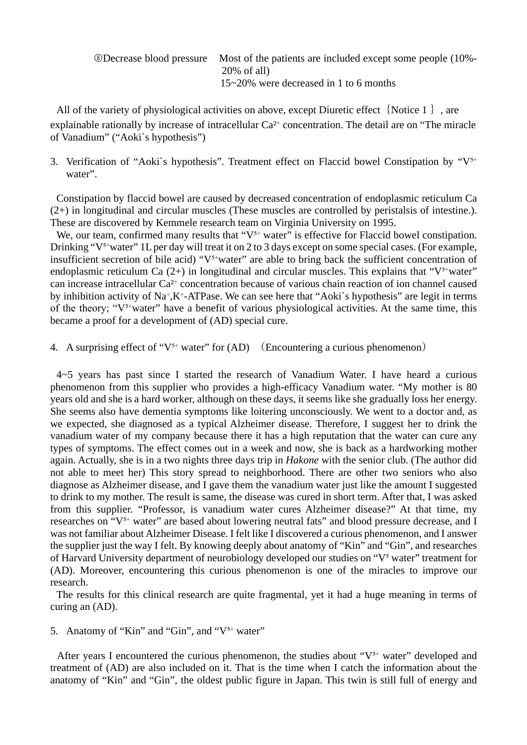⑧Decrease blood pressure　Most of the patients are included except some people (10%-20% of all)
15~20% were decreased in 1 to 6 months

All of the variety of physiological activities on above, except Diuretic effect ｛Notice 1｝, are explainable rationally by increase of intracellular $Ca^{2+}$ concentration. The detail are on "The miracle of Vanadium" ("Aoki`s hypothesis")

3. Verification of "Aoki`s hypothesis". Treatment effect on Flaccid bowel Constipation by "$V^{5+}$ water".

Constipation by flaccid bowel are caused by decreased concentration of endoplasmic reticulum Ca (2+) in longitudinal and circular muscles (These muscles are controlled by peristalsis of intestine.). These are discovered by Kemmele research team on Virginia University on 1995.

We, our team, confirmed many results that "$V^{5+}$ water" is effective for Flaccid bowel constipation. Drinking "$V^{5+}$water" 1L per day will treat it on 2 to 3 days except on some special cases. (For example, insufficient secretion of bile acid) "$V^{5+}$water" are able to bring back the sufficient concentration of endoplasmic reticulum Ca (2+) in longitudinal and circular muscles. This explains that "$V^{5+}$water" can increase intracellular $Ca^{2+}$ concentration because of various chain reaction of ion channel caused by inhibition activity of $Na^{+}$,$K^{+}$-ATPase. We can see here that "Aoki`s hypothesis" are legit in terms of the theory; "$V^{5+}$water" have a benefit of various physiological activities. At the same time, this became a proof for a development of (AD) special cure.

4. A surprising effect of "$V^{5+}$ water" for (AD) （Encountering a curious phenomenon）

4~5 years has past since I started the research of Vanadium Water. I have heard a curious phenomenon from this supplier who provides a high-efficacy Vanadium water. "My mother is 80 years old and she is a hard worker, although on these days, it seems like she gradually loss her energy. She seems also have dementia symptoms like loitering unconsciously. We went to a doctor and, as we expected, she diagnosed as a typical Alzheimer disease. Therefore, I suggest her to drink the vanadium water of my company because there it has a high reputation that the water can cure any types of symptoms. The effect comes out in a week and now, she is back as a hardworking mother again. Actually, she is in a two nights three days trip in *Hakone* with the senior club. (The author did not able to meet her) This story spread to neighborhood. There are other two seniors who also diagnose as Alzheimer disease, and I gave them the vanadium water just like the amount I suggested to drink to my mother. The result is same, the disease was cured in short term. After that, I was asked from this supplier. "Professor, is vanadium water cures Alzheimer disease?" At that time, my researches on "$V^{5+}$ water" are based about lowering neutral fats" and blood pressure decrease, and I was not familiar about Alzheimer Disease. I felt like I discovered a curious phenomenon, and I answer the supplier just the way I felt. By knowing deeply about anatomy of "Kin" and "Gin", and researches of Harvard University department of neurobiology developed our studies on "$V^{5}$ water" treatment for (AD). Moreover, encountering this curious phenomenon is one of the miracles to improve our research.

The results for this clinical research are quite fragmental, yet it had a huge meaning in terms of curing an (AD).

5. Anatomy of "Kin" and "Gin", and "$V^{5+}$ water"

After years I encountered the curious phenomenon, the studies about "$V^{5+}$ water" developed and treatment of (AD) are also included on it. That is the time when I catch the information about the anatomy of "Kin" and "Gin", the oldest public figure in Japan. This twin is still full of energy and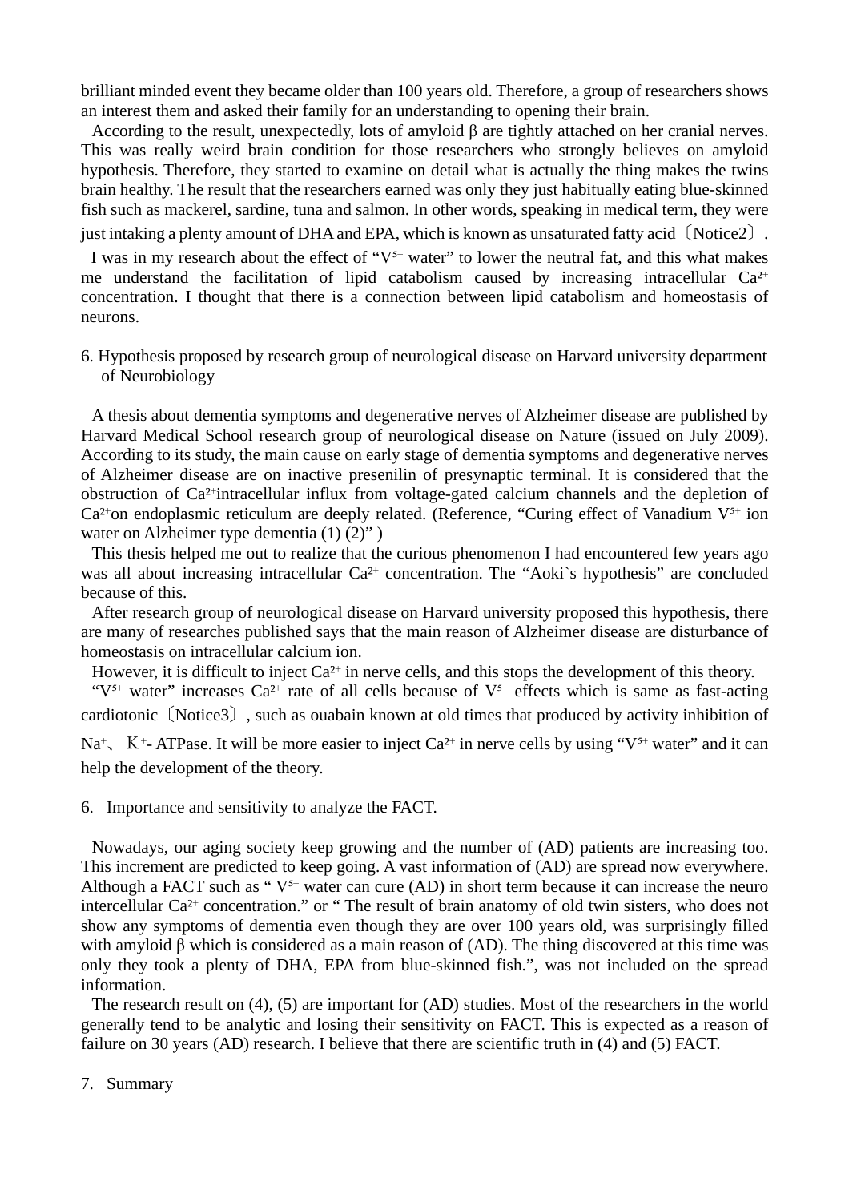brilliant minded event they became older than 100 years old. Therefore, a group of researchers shows an interest them and asked their family for an understanding to opening their brain.

According to the result, unexpectedly, lots of amyloid β are tightly attached on her cranial nerves. This was really weird brain condition for those researchers who strongly believes on amyloid hypothesis. Therefore, they started to examine on detail what is actually the thing makes the twins brain healthy. The result that the researchers earned was only they just habitually eating blue-skinned fish such as mackerel, sardine, tuna and salmon. In other words, speaking in medical term, they were just intaking a plenty amount of DHA and EPA, which is known as unsaturated fatty acid〔Notice2〕.

I was in my research about the effect of "$V^{5+}$ water" to lower the neutral fat, and this what makes me understand the facilitation of lipid catabolism caused by increasing intracellular $Ca^{2+}$ concentration. I thought that there is a connection between lipid catabolism and homeostasis of neurons.

## 6. Hypothesis proposed by research group of neurological disease on Harvard university department of Neurobiology

A thesis about dementia symptoms and degenerative nerves of Alzheimer disease are published by Harvard Medical School research group of neurological disease on Nature (issued on July 2009). According to its study, the main cause on early stage of dementia symptoms and degenerative nerves of Alzheimer disease are on inactive presenilin of presynaptic terminal. It is considered that the obstruction of $Ca^{2+}$intracellular influx from voltage-gated calcium channels and the depletion of $Ca^{2+}$on endoplasmic reticulum are deeply related. (Reference, "Curing effect of Vanadium $V^{5+}$ ion water on Alzheimer type dementia (1) (2)" )

This thesis helped me out to realize that the curious phenomenon I had encountered few years ago was all about increasing intracellular $Ca^{2+}$ concentration. The "Aoki`s hypothesis" are concluded because of this.

After research group of neurological disease on Harvard university proposed this hypothesis, there are many of researches published says that the main reason of Alzheimer disease are disturbance of homeostasis on intracellular calcium ion.

However, it is difficult to inject $Ca^{2+}$ in nerve cells, and this stops the development of this theory.

"$V^{5+}$ water" increases $Ca^{2+}$ rate of all cells because of $V^{5+}$ effects which is same as fast-acting cardiotonic〔Notice3〕, such as ouabain known at old times that produced by activity inhibition of $Na^{+}$、$K^{+}$- ATPase. It will be more easier to inject $Ca^{2+}$ in nerve cells by using "$V^{5+}$ water" and it can help the development of the theory.

## 6. Importance and sensitivity to analyze the FACT.

Nowadays, our aging society keep growing and the number of (AD) patients are increasing too. This increment are predicted to keep going. A vast information of (AD) are spread now everywhere. Although a FACT such as " $V^{5+}$ water can cure (AD) in short term because it can increase the neuro intercellular $Ca^{2+}$ concentration." or " The result of brain anatomy of old twin sisters, who does not show any symptoms of dementia even though they are over 100 years old, was surprisingly filled with amyloid β which is considered as a main reason of (AD). The thing discovered at this time was only they took a plenty of DHA, EPA from blue-skinned fish.", was not included on the spread information.

The research result on (4), (5) are important for (AD) studies. Most of the researchers in the world generally tend to be analytic and losing their sensitivity on FACT. This is expected as a reason of failure on 30 years (AD) research. I believe that there are scientific truth in (4) and (5) FACT.

## 7. Summary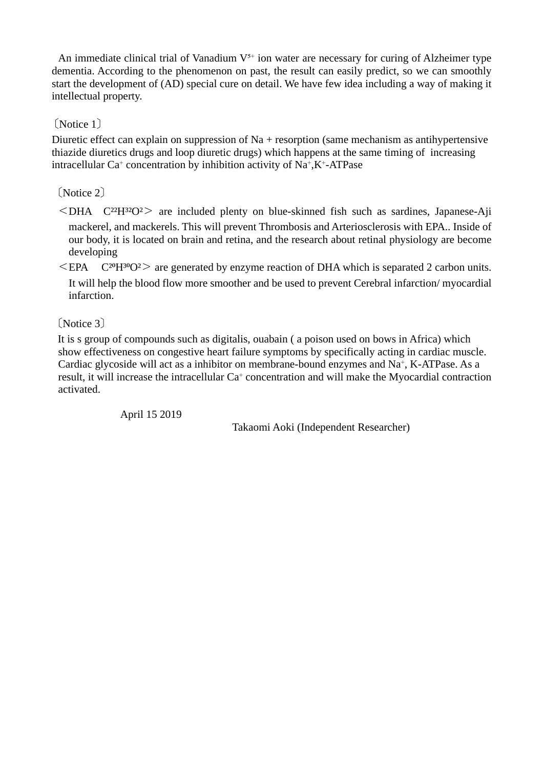An immediate clinical trial of Vanadium $V^{5+}$ ion water are necessary for curing of Alzheimer type dementia. According to the phenomenon on past, the result can easily predict, so we can smoothly start the development of (AD) special cure on detail. We have few idea including a way of making it intellectual property.

〔Notice 1〕

Diuretic effect can explain on suppression of Na + resorption (same mechanism as antihypertensive thiazide diuretics drugs and loop diuretic drugs) which happens at the same timing of increasing intracellular $Ca^{+}$ concentration by inhibition activity of $Na^{+}$,$K^{+}$-ATPase

〔Notice 2〕

＜DHA　$C^{22}H^{32}O^{2}$＞ are included plenty on blue-skinned fish such as sardines, Japanese-Aji mackerel, and mackerels. This will prevent Thrombosis and Arteriosclerosis with EPA.. Inside of our body, it is located on brain and retina, and the research about retinal physiology are become developing

＜EPA　$C^{20}H^{30}O^{2}$＞ are generated by enzyme reaction of DHA which is separated 2 carbon units. It will help the blood flow more smoother and be used to prevent Cerebral infarction/ myocardial infarction.

〔Notice 3〕

It is s group of compounds such as digitalis, ouabain ( a poison used on bows in Africa) which show effectiveness on congestive heart failure symptoms by specifically acting in cardiac muscle. Cardiac glycoside will act as a inhibitor on membrane-bound enzymes and $Na^{+}$, K-ATPase. As a result, it will increase the intracellular $Ca^{+}$ concentration and will make the Myocardial contraction activated.

April 15 2019

Takaomi Aoki (Independent Researcher)